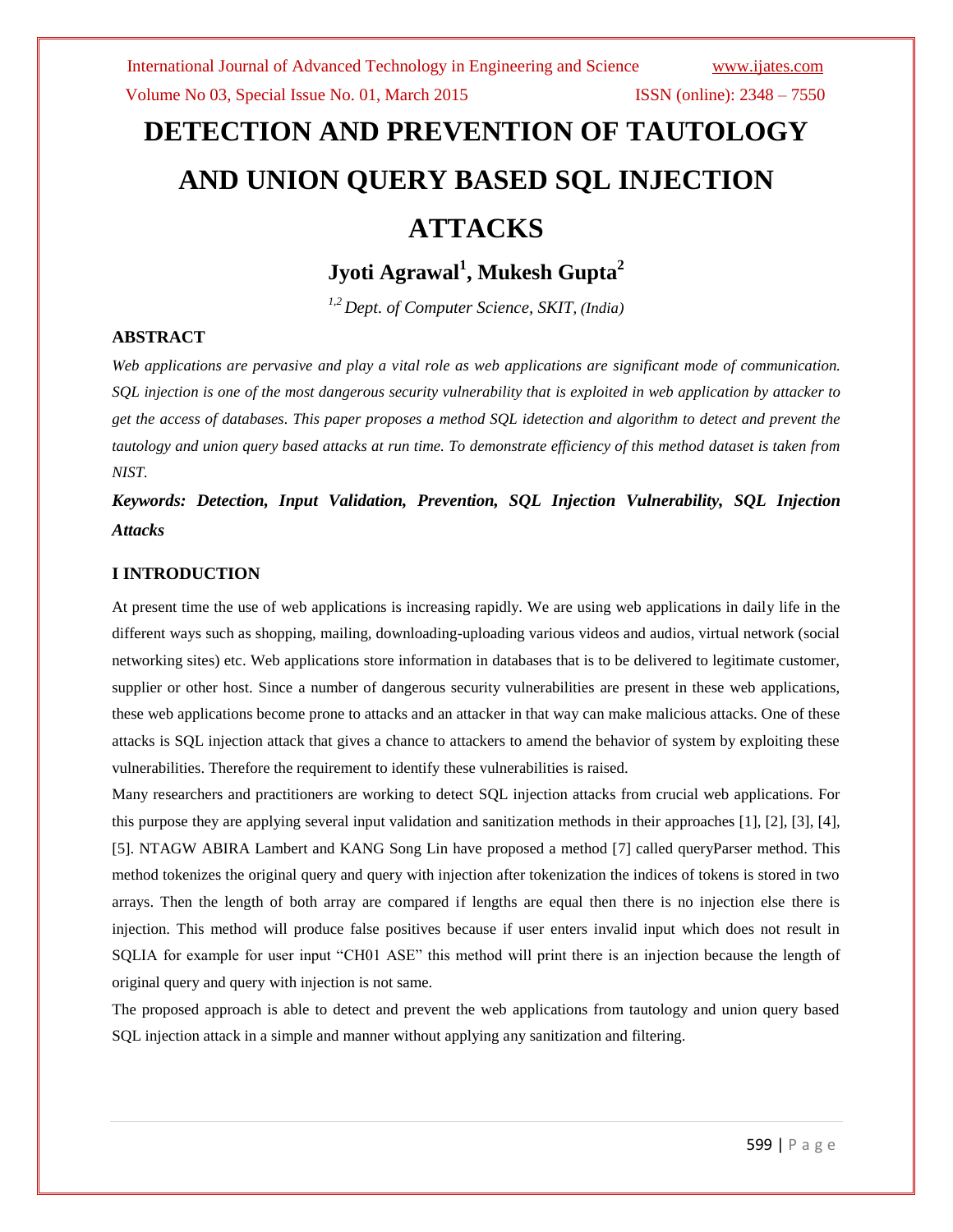# DETECTION AND PREVENTION OF TAUTOLOGY AND UNION QUERY BASED SQL INJECTION ATTACKS

## Jyoti Agrawal[1], Mukesh Gupta[2]

*[1,2] Dept. of Computer Science, SKIT, (India)*

### ABSTRACT

*Web applications are pervasive and play a vital role as web applications are significant mode of communication. SQL injection is one of the most dangerous security vulnerability that is exploited in web application by attacker to get the access of databases. This paper proposes a method SQL idetection and algorithm to detect and prevent the tautology and union query based attacks at run time. To demonstrate efficiency of this method dataset is taken from NIST.*

***Keywords: Detection, Input Validation, Prevention, SQL Injection Vulnerability, SQL Injection Attacks***

### I INTRODUCTION

At present time the use of web applications is increasing rapidly. We are using web applications in daily life in the different ways such as shopping, mailing, downloading-uploading various videos and audios, virtual network (social networking sites) etc. Web applications store information in databases that is to be delivered to legitimate customer, supplier or other host. Since a number of dangerous security vulnerabilities are present in these web applications, these web applications become prone to attacks and an attacker in that way can make malicious attacks. One of these attacks is SQL injection attack that gives a chance to attackers to amend the behavior of system by exploiting these vulnerabilities. Therefore the requirement to identify these vulnerabilities is raised.

Many researchers and practitioners are working to detect SQL injection attacks from crucial web applications. For this purpose they are applying several input validation and sanitization methods in their approaches [1], [2], [3], [4], [5]. NTAGW ABIRA Lambert and KANG Song Lin have proposed a method [7] called queryParser method. This method tokenizes the original query and query with injection after tokenization the indices of tokens is stored in two arrays. Then the length of both array are compared if lengths are equal then there is no injection else there is injection. This method will produce false positives because if user enters invalid input which does not result in SQLIA for example for user input "CH01 ASE" this method will print there is an injection because the length of original query and query with injection is not same.

The proposed approach is able to detect and prevent the web applications from tautology and union query based SQL injection attack in a simple and manner without applying any sanitization and filtering.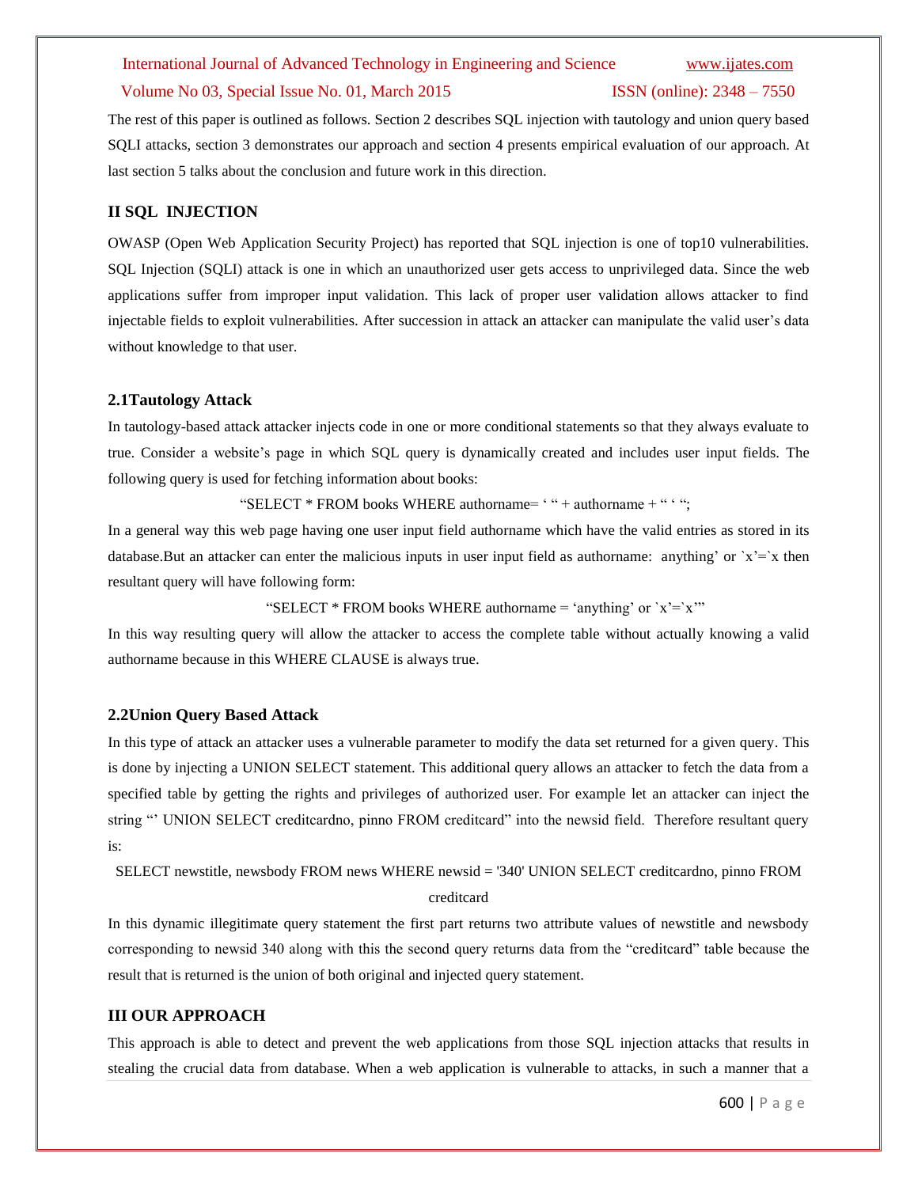The rest of this paper is outlined as follows. Section 2 describes SQL injection with tautology and union query based SQLI attacks, section 3 demonstrates our approach and section 4 presents empirical evaluation of our approach. At last section 5 talks about the conclusion and future work in this direction.

## II SQL INJECTION

OWASP (Open Web Application Security Project) has reported that SQL injection is one of top10 vulnerabilities. SQL Injection (SQLI) attack is one in which an unauthorized user gets access to unprivileged data. Since the web applications suffer from improper input validation. This lack of proper user validation allows attacker to find injectable fields to exploit vulnerabilities. After succession in attack an attacker can manipulate the valid user's data without knowledge to that user.

### 2.1Tautology Attack

In tautology-based attack attacker injects code in one or more conditional statements so that they always evaluate to true. Consider a website's page in which SQL query is dynamically created and includes user input fields. The following query is used for fetching information about books:

"SELECT * FROM books WHERE authorname= ' " + authorname + " ' ";

In a general way this web page having one user input field authorname which have the valid entries as stored in its database.But an attacker can enter the malicious inputs in user input field as authorname: anything' or `x'=`x then resultant query will have following form:

"SELECT * FROM books WHERE authorname = 'anything' or `x'=`x'"

In this way resulting query will allow the attacker to access the complete table without actually knowing a valid authorname because in this WHERE CLAUSE is always true.

### 2.2Union Query Based Attack

In this type of attack an attacker uses a vulnerable parameter to modify the data set returned for a given query. This is done by injecting a UNION SELECT statement. This additional query allows an attacker to fetch the data from a specified table by getting the rights and privileges of authorized user. For example let an attacker can inject the string "' UNION SELECT creditcardno, pinno FROM creditcard" into the newsid field. Therefore resultant query is:

SELECT newstitle, newsbody FROM news WHERE newsid = '340' UNION SELECT creditcardno, pinno FROM creditcard

In this dynamic illegitimate query statement the first part returns two attribute values of newstitle and newsbody corresponding to newsid 340 along with this the second query returns data from the "creditcard" table because the result that is returned is the union of both original and injected query statement.

## III OUR APPROACH

This approach is able to detect and prevent the web applications from those SQL injection attacks that results in stealing the crucial data from database. When a web application is vulnerable to attacks, in such a manner that a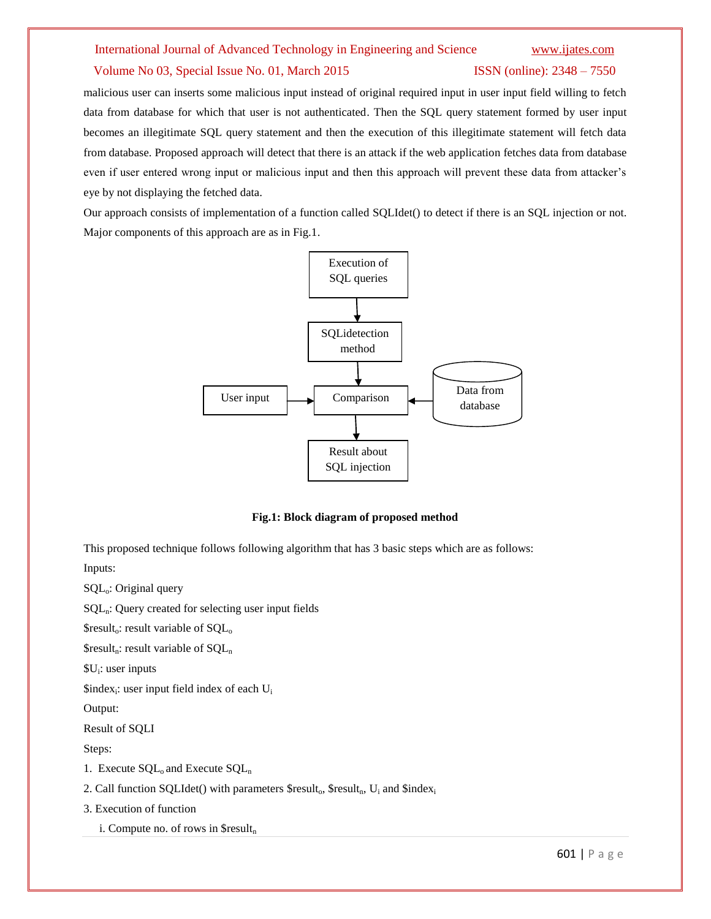malicious user can inserts some malicious input instead of original required input in user input field willing to fetch data from database for which that user is not authenticated. Then the SQL query statement formed by user input becomes an illegitimate SQL query statement and then the execution of this illegitimate statement will fetch data from database. Proposed approach will detect that there is an attack if the web application fetches data from database even if user entered wrong input or malicious input and then this approach will prevent these data from attacker's eye by not displaying the fetched data.

Our approach consists of implementation of a function called SQLIdet() to detect if there is an SQL injection or not. Major components of this approach are as in Fig.1.

**Fig.1: Block diagram of proposed method**

This proposed technique follows following algorithm that has 3 basic steps which are as follows:

Inputs:

$SQL_o$: Original query

$SQL_n$: Query created for selecting user input fields

\$result$_o$: result variable of $SQL_o$

\$result$_n$: result variable of $SQL_n$

\$U$_i$: user inputs

\$index$_i$: user input field index of each $U_i$

Output:

Result of SQLI

Steps:

1. Execute $SQL_o$ and Execute $SQL_n$
2. Call function SQLIdet() with parameters \$result$_o$, \$result$_n$, $U_i$ and \$index$_i$
3. Execution of function

   i. Compute no. of rows in \$result$_n$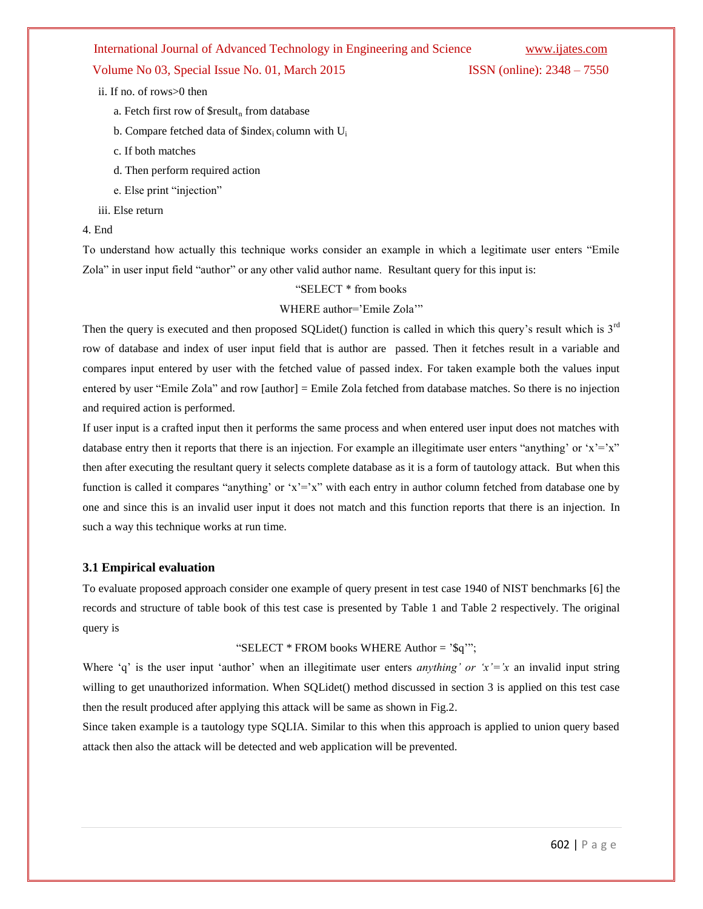ii. If no. of rows>0 then

a. Fetch first row of $\$result_n$ from database

b. Compare fetched data of $\$index_i$ column with $U_i$

c. If both matches

d. Then perform required action

e. Else print “injection”

iii. Else return

4. End

To understand how actually this technique works consider an example in which a legitimate user enters “Emile Zola” in user input field “author” or any other valid author name. Resultant query for this input is:

“SELECT * from books
WHERE author=’Emile Zola’”

Then the query is executed and then proposed SQLidet() function is called in which this query’s result which is 3rd row of database and index of user input field that is author are passed. Then it fetches result in a variable and compares input entered by user with the fetched value of passed index. For taken example both the values input entered by user “Emile Zola” and row [author] = Emile Zola fetched from database matches. So there is no injection and required action is performed.

If user input is a crafted input then it performs the same process and when entered user input does not matches with database entry then it reports that there is an injection. For example an illegitimate user enters “anything’ or ‘x’=’x” then after executing the resultant query it selects complete database as it is a form of tautology attack. But when this function is called it compares “anything’ or ‘x’=’x” with each entry in author column fetched from database one by one and since this is an invalid user input it does not match and this function reports that there is an injection. In such a way this technique works at run time.

### 3.1 Empirical evaluation

To evaluate proposed approach consider one example of query present in test case 1940 of NIST benchmarks [6] the records and structure of table book of this test case is presented by Table 1 and Table 2 respectively. The original query is

“SELECT * FROM books WHERE Author = ’$q’”;

Where ‘q’ is the user input ‘author’ when an illegitimate user enters *anything’ or ‘x’=’x* an invalid input string willing to get unauthorized information. When SQLidet() method discussed in section 3 is applied on this test case then the result produced after applying this attack will be same as shown in Fig.2.

Since taken example is a tautology type SQLIA. Similar to this when this approach is applied to union query based attack then also the attack will be detected and web application will be prevented.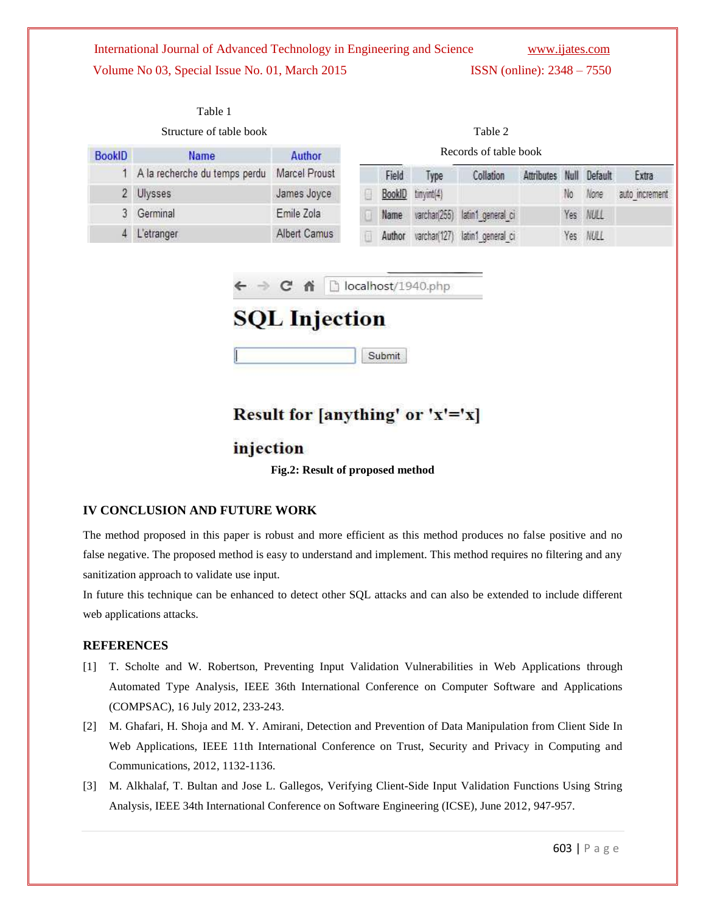Table 1

Structure of table book

| BookID | Name | Author |
| --- | --- | --- |
| 1 | A la recherche du temps perdu | Marcel Proust |
| 2 | Ulysses | James Joyce |
| 3 | Germinal | Emile Zola |
| 4 | L'etranger | Albert Camus |

Table 2

Records of table book

| Field | Type | Collation | Attributes | Null | Default | Extra |
| --- | --- | --- | --- | --- | --- | --- |
| BookID | tinyint(4) | | | No | None | auto_increment |
| Name | varchar(255) | latin1_general_ci | | Yes | NULL | |
| Author | varchar(127) | latin1_general_ci | | Yes | NULL | |

localhost/1940.php

**SQL Injection**

Submit

**Result for [anything' or 'x'='x] injection**

**Fig.2: Result of proposed method**

## IV CONCLUSION AND FUTURE WORK

The method proposed in this paper is robust and more efficient as this method produces no false positive and no false negative. The proposed method is easy to understand and implement. This method requires no filtering and any sanitization approach to validate use input.

In future this technique can be enhanced to detect other SQL attacks and can also be extended to include different web applications attacks.

## REFERENCES

[1] T. Scholte and W. Robertson, Preventing Input Validation Vulnerabilities in Web Applications through Automated Type Analysis, IEEE 36th International Conference on Computer Software and Applications (COMPSAC), 16 July 2012, 233-243.

[2] M. Ghafari, H. Shoja and M. Y. Amirani, Detection and Prevention of Data Manipulation from Client Side In Web Applications, IEEE 11th International Conference on Trust, Security and Privacy in Computing and Communications, 2012, 1132-1136.

[3] M. Alkhalaf, T. Bultan and Jose L. Gallegos, Verifying Client-Side Input Validation Functions Using String Analysis, IEEE 34th International Conference on Software Engineering (ICSE), June 2012, 947-957.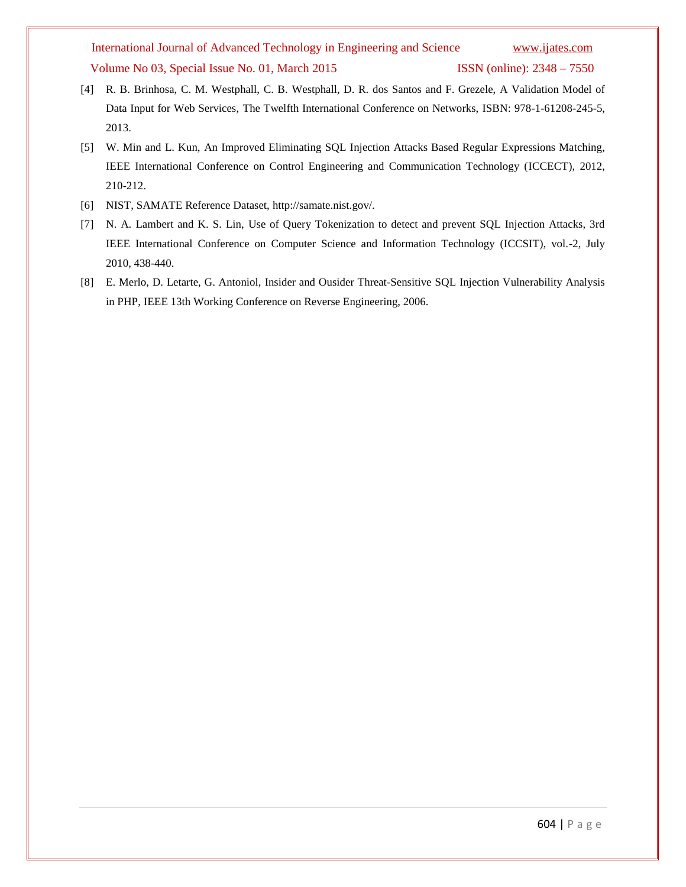[4] R. B. Brinhosa, C. M. Westphall, C. B. Westphall, D. R. dos Santos and F. Grezele, A Validation Model of Data Input for Web Services, The Twelfth International Conference on Networks, ISBN: 978-1-61208-245-5, 2013.

[5] W. Min and L. Kun, An Improved Eliminating SQL Injection Attacks Based Regular Expressions Matching, IEEE International Conference on Control Engineering and Communication Technology (ICCECT), 2012, 210-212.

[6] NIST, SAMATE Reference Dataset, http://samate.nist.gov/.

[7] N. A. Lambert and K. S. Lin, Use of Query Tokenization to detect and prevent SQL Injection Attacks, 3rd IEEE International Conference on Computer Science and Information Technology (ICCSIT), vol.-2, July 2010, 438-440.

[8] E. Merlo, D. Letarte, G. Antoniol, Insider and Ousider Threat-Sensitive SQL Injection Vulnerability Analysis in PHP, IEEE 13th Working Conference on Reverse Engineering, 2006.